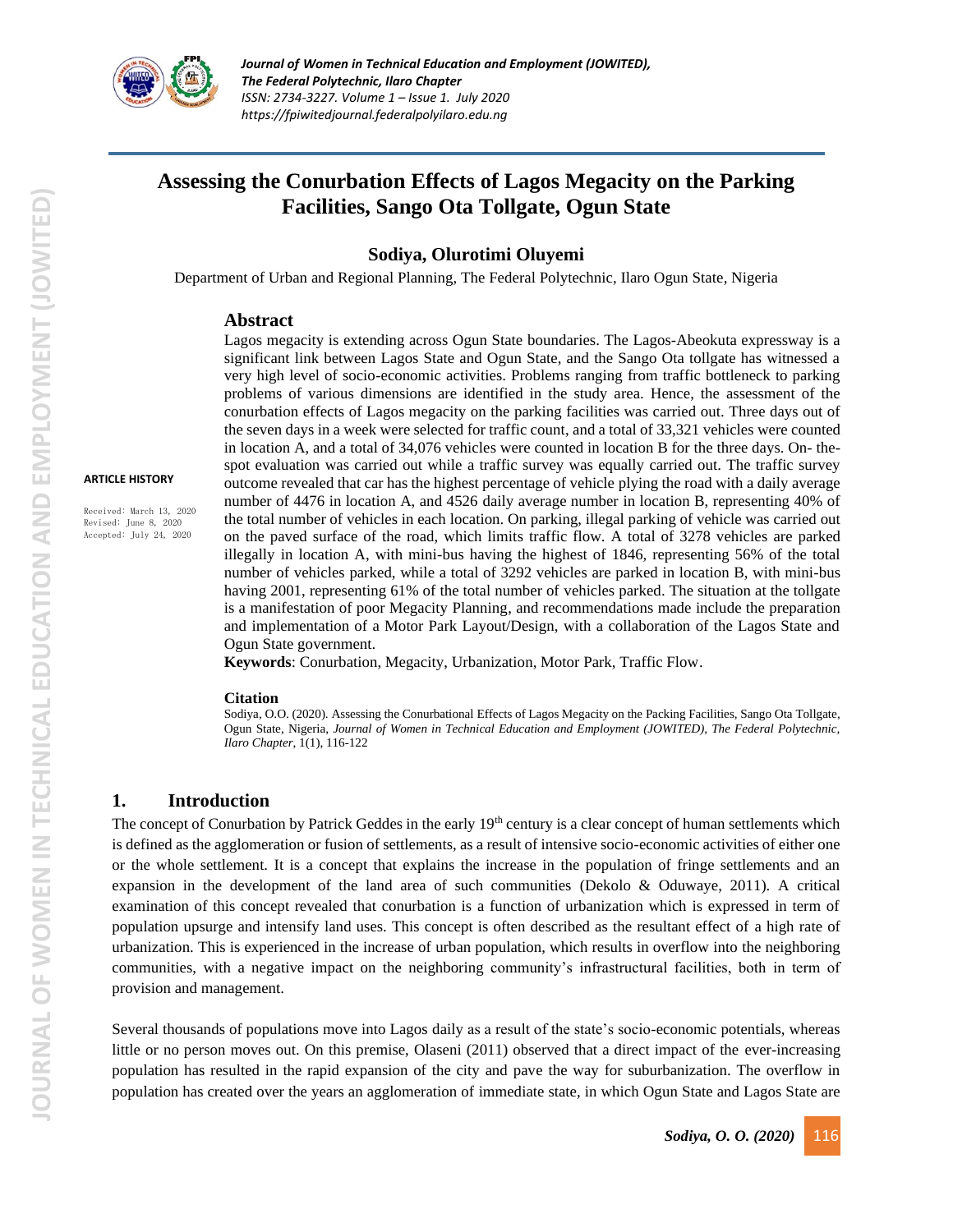# Assessing the Conurbation Effects of Lagos Megacity on the Parking Facilities, Sango Ota Tollgate, Ogun State

**Sodiya, Olurotimi Oluyemi**

Department of Urban and Regional Planning, The Federal Polytechnic, Ilaro Ogun State, Nigeria

**ARTICLE HISTORY**

Received: March 13, 2020
Revised: June 8, 2020
Accepted: July 24, 2020

## Abstract

Lagos megacity is extending across Ogun State boundaries. The Lagos-Abeokuta expressway is a significant link between Lagos State and Ogun State, and the Sango Ota tollgate has witnessed a very high level of socio-economic activities. Problems ranging from traffic bottleneck to parking problems of various dimensions are identified in the study area. Hence, the assessment of the conurbation effects of Lagos megacity on the parking facilities was carried out. Three days out of the seven days in a week were selected for traffic count, and a total of 33,321 vehicles were counted in location A, and a total of 34,076 vehicles were counted in location B for the three days. On- the-spot evaluation was carried out while a traffic survey was equally carried out. The traffic survey outcome revealed that car has the highest percentage of vehicle plying the road with a daily average number of 4476 in location A, and 4526 daily average number in location B, representing 40% of the total number of vehicles in each location. On parking, illegal parking of vehicle was carried out on the paved surface of the road, which limits traffic flow. A total of 3278 vehicles are parked illegally in location A, with mini-bus having the highest of 1846, representing 56% of the total number of vehicles parked, while a total of 3292 vehicles are parked in location B, with mini-bus having 2001, representing 61% of the total number of vehicles parked. The situation at the tollgate is a manifestation of poor Megacity Planning, and recommendations made include the preparation and implementation of a Motor Park Layout/Design, with a collaboration of the Lagos State and Ogun State government.

**Keywords**: Conurbation, Megacity, Urbanization, Motor Park, Traffic Flow.

**Citation**

Sodiya, O.O. (2020). Assessing the Conurbational Effects of Lagos Megacity on the Packing Facilities, Sango Ota Tollgate, Ogun State, Nigeria, *Journal of Women in Technical Education and Employment (JOWITED), The Federal Polytechnic, Ilaro Chapter*, 1(1), 116-122

## 1. Introduction

The concept of Conurbation by Patrick Geddes in the early 19th century is a clear concept of human settlements which is defined as the agglomeration or fusion of settlements, as a result of intensive socio-economic activities of either one or the whole settlement. It is a concept that explains the increase in the population of fringe settlements and an expansion in the development of the land area of such communities (Dekolo & Oduwaye, 2011). A critical examination of this concept revealed that conurbation is a function of urbanization which is expressed in term of population upsurge and intensify land uses. This concept is often described as the resultant effect of a high rate of urbanization. This is experienced in the increase of urban population, which results in overflow into the neighboring communities, with a negative impact on the neighboring community's infrastructural facilities, both in term of provision and management.

Several thousands of populations move into Lagos daily as a result of the state's socio-economic potentials, whereas little or no person moves out. On this premise, Olaseni (2011) observed that a direct impact of the ever-increasing population has resulted in the rapid expansion of the city and pave the way for suburbanization. The overflow in population has created over the years an agglomeration of immediate state, in which Ogun State and Lagos State are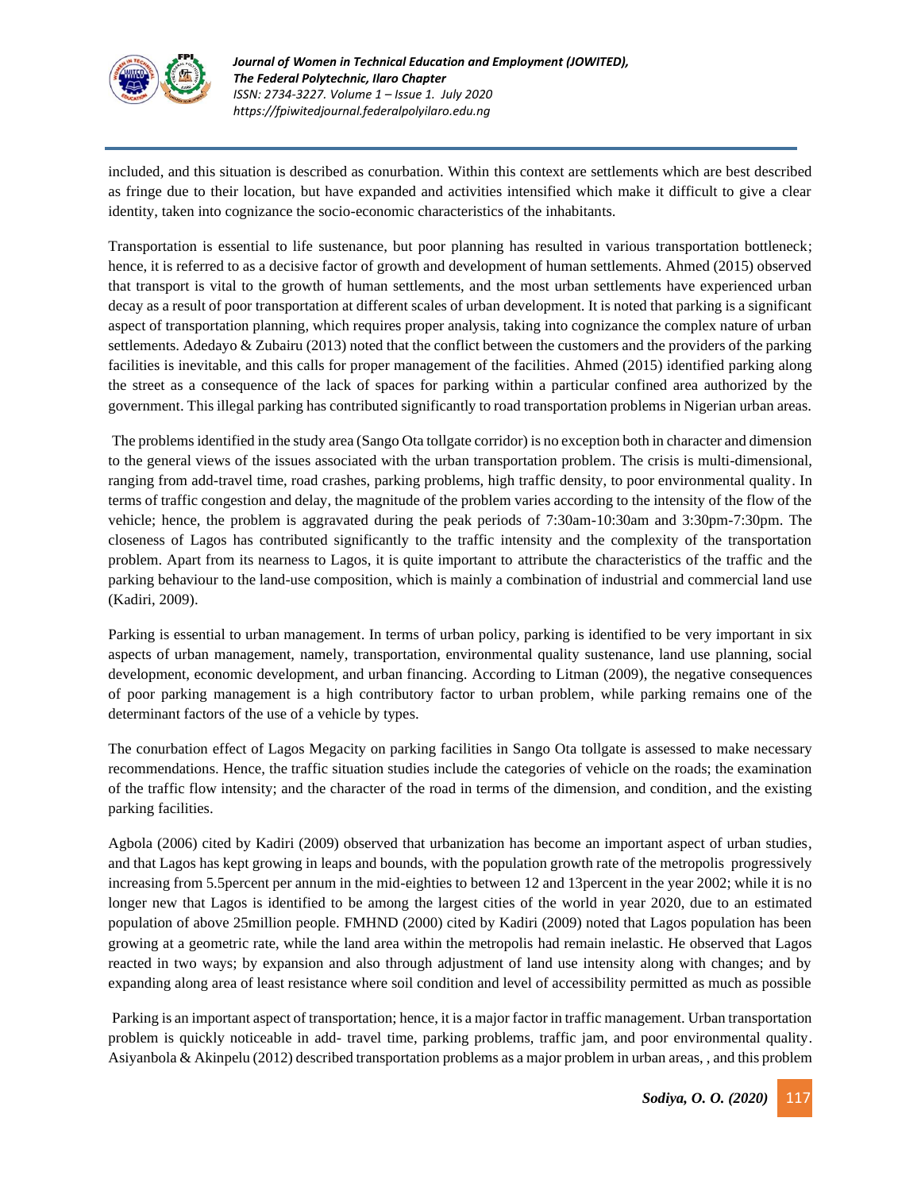included, and this situation is described as conurbation. Within this context are settlements which are best described as fringe due to their location, but have expanded and activities intensified which make it difficult to give a clear identity, taken into cognizance the socio-economic characteristics of the inhabitants.

Transportation is essential to life sustenance, but poor planning has resulted in various transportation bottleneck; hence, it is referred to as a decisive factor of growth and development of human settlements. Ahmed (2015) observed that transport is vital to the growth of human settlements, and the most urban settlements have experienced urban decay as a result of poor transportation at different scales of urban development. It is noted that parking is a significant aspect of transportation planning, which requires proper analysis, taking into cognizance the complex nature of urban settlements. Adedayo & Zubairu (2013) noted that the conflict between the customers and the providers of the parking facilities is inevitable, and this calls for proper management of the facilities. Ahmed (2015) identified parking along the street as a consequence of the lack of spaces for parking within a particular confined area authorized by the government. This illegal parking has contributed significantly to road transportation problems in Nigerian urban areas.

The problems identified in the study area (Sango Ota tollgate corridor) is no exception both in character and dimension to the general views of the issues associated with the urban transportation problem. The crisis is multi-dimensional, ranging from add-travel time, road crashes, parking problems, high traffic density, to poor environmental quality. In terms of traffic congestion and delay, the magnitude of the problem varies according to the intensity of the flow of the vehicle; hence, the problem is aggravated during the peak periods of 7:30am-10:30am and 3:30pm-7:30pm. The closeness of Lagos has contributed significantly to the traffic intensity and the complexity of the transportation problem. Apart from its nearness to Lagos, it is quite important to attribute the characteristics of the traffic and the parking behaviour to the land-use composition, which is mainly a combination of industrial and commercial land use (Kadiri, 2009).

Parking is essential to urban management. In terms of urban policy, parking is identified to be very important in six aspects of urban management, namely, transportation, environmental quality sustenance, land use planning, social development, economic development, and urban financing. According to Litman (2009), the negative consequences of poor parking management is a high contributory factor to urban problem, while parking remains one of the determinant factors of the use of a vehicle by types.

The conurbation effect of Lagos Megacity on parking facilities in Sango Ota tollgate is assessed to make necessary recommendations. Hence, the traffic situation studies include the categories of vehicle on the roads; the examination of the traffic flow intensity; and the character of the road in terms of the dimension, and condition, and the existing parking facilities.

Agbola (2006) cited by Kadiri (2009) observed that urbanization has become an important aspect of urban studies, and that Lagos has kept growing in leaps and bounds, with the population growth rate of the metropolis progressively increasing from 5.5percent per annum in the mid-eighties to between 12 and 13percent in the year 2002; while it is no longer new that Lagos is identified to be among the largest cities of the world in year 2020, due to an estimated population of above 25million people. FMHND (2000) cited by Kadiri (2009) noted that Lagos population has been growing at a geometric rate, while the land area within the metropolis had remain inelastic. He observed that Lagos reacted in two ways; by expansion and also through adjustment of land use intensity along with changes; and by expanding along area of least resistance where soil condition and level of accessibility permitted as much as possible

Parking is an important aspect of transportation; hence, it is a major factor in traffic management. Urban transportation problem is quickly noticeable in add- travel time, parking problems, traffic jam, and poor environmental quality. Asiyanbola & Akinpelu (2012) described transportation problems as a major problem in urban areas, , and this problem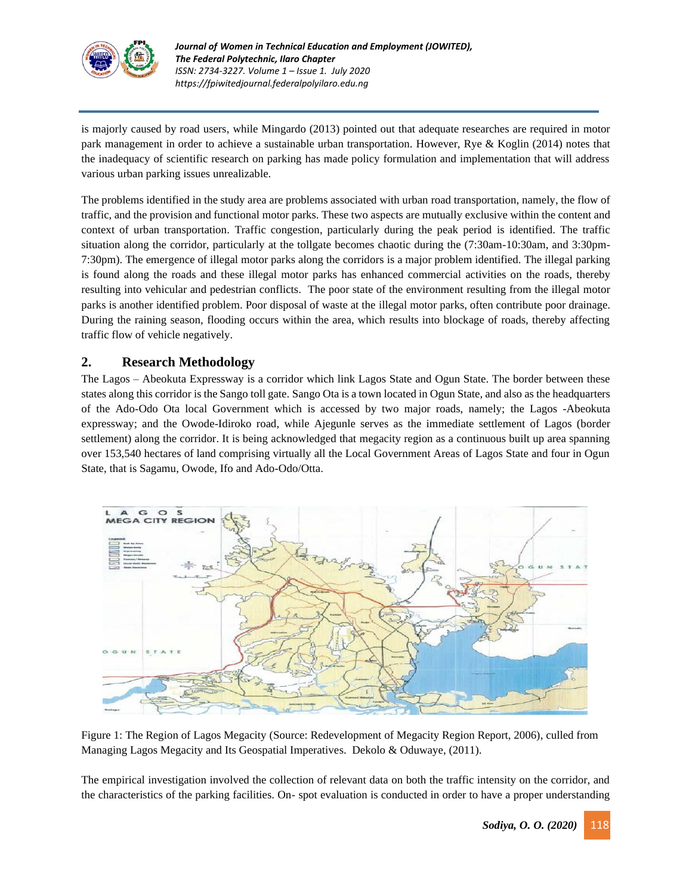is majorly caused by road users, while Mingardo (2013) pointed out that adequate researches are required in motor park management in order to achieve a sustainable urban transportation. However, Rye & Koglin (2014) notes that the inadequacy of scientific research on parking has made policy formulation and implementation that will address various urban parking issues unrealizable.

The problems identified in the study area are problems associated with urban road transportation, namely, the flow of traffic, and the provision and functional motor parks. These two aspects are mutually exclusive within the content and context of urban transportation. Traffic congestion, particularly during the peak period is identified. The traffic situation along the corridor, particularly at the tollgate becomes chaotic during the (7:30am-10:30am, and 3:30pm-7:30pm). The emergence of illegal motor parks along the corridors is a major problem identified. The illegal parking is found along the roads and these illegal motor parks has enhanced commercial activities on the roads, thereby resulting into vehicular and pedestrian conflicts. The poor state of the environment resulting from the illegal motor parks is another identified problem. Poor disposal of waste at the illegal motor parks, often contribute poor drainage. During the raining season, flooding occurs within the area, which results into blockage of roads, thereby affecting traffic flow of vehicle negatively.

## 2. Research Methodology

The Lagos – Abeokuta Expressway is a corridor which link Lagos State and Ogun State. The border between these states along this corridor is the Sango toll gate. Sango Ota is a town located in Ogun State, and also as the headquarters of the Ado-Odo Ota local Government which is accessed by two major roads, namely; the Lagos -Abeokuta expressway; and the Owode-Idiroko road, while Ajegunle serves as the immediate settlement of Lagos (border settlement) along the corridor. It is being acknowledged that megacity region as a continuous built up area spanning over 153,540 hectares of land comprising virtually all the Local Government Areas of Lagos State and four in Ogun State, that is Sagamu, Owode, Ifo and Ado-Odo/Otta.

Figure 1: The Region of Lagos Megacity (Source: Redevelopment of Megacity Region Report, 2006), culled from Managing Lagos Megacity and Its Geospatial Imperatives. Dekolo & Oduwaye, (2011).

The empirical investigation involved the collection of relevant data on both the traffic intensity on the corridor, and the characteristics of the parking facilities. On- spot evaluation is conducted in order to have a proper understanding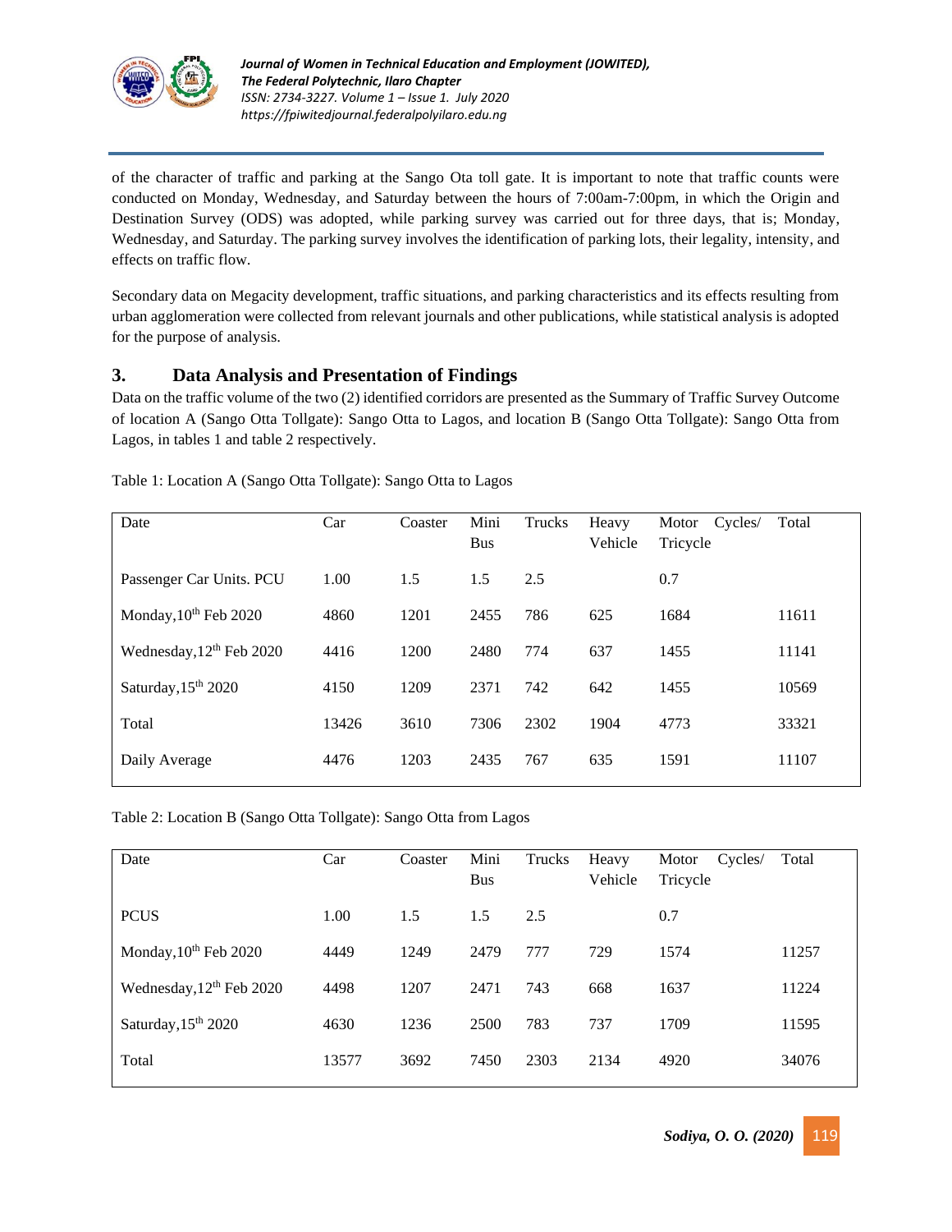of the character of traffic and parking at the Sango Ota toll gate. It is important to note that traffic counts were conducted on Monday, Wednesday, and Saturday between the hours of 7:00am-7:00pm, in which the Origin and Destination Survey (ODS) was adopted, while parking survey was carried out for three days, that is; Monday, Wednesday, and Saturday. The parking survey involves the identification of parking lots, their legality, intensity, and effects on traffic flow.

Secondary data on Megacity development, traffic situations, and parking characteristics and its effects resulting from urban agglomeration were collected from relevant journals and other publications, while statistical analysis is adopted for the purpose of analysis.

## 3. Data Analysis and Presentation of Findings

Data on the traffic volume of the two (2) identified corridors are presented as the Summary of Traffic Survey Outcome of location A (Sango Otta Tollgate): Sango Otta to Lagos, and location B (Sango Otta Tollgate): Sango Otta from Lagos, in tables 1 and table 2 respectively.

Table 1: Location A (Sango Otta Tollgate): Sango Otta to Lagos

| Date | Car | Coaster | Mini Bus | Trucks | Heavy Vehicle | Motor Cycles/ Tricycle | Total |
|---|---|---|---|---|---|---|---|
| Passenger Car Units. PCU | 1.00 | 1.5 | 1.5 | 2.5 | | 0.7 | |
| Monday,10th Feb 2020 | 4860 | 1201 | 2455 | 786 | 625 | 1684 | 11611 |
| Wednesday,12th Feb 2020 | 4416 | 1200 | 2480 | 774 | 637 | 1455 | 11141 |
| Saturday,15th 2020 | 4150 | 1209 | 2371 | 742 | 642 | 1455 | 10569 |
| Total | 13426 | 3610 | 7306 | 2302 | 1904 | 4773 | 33321 |
| Daily Average | 4476 | 1203 | 2435 | 767 | 635 | 1591 | 11107 |

Table 2: Location B (Sango Otta Tollgate): Sango Otta from Lagos

| Date | Car | Coaster | Mini Bus | Trucks | Heavy Vehicle | Motor Cycles/ Tricycle | Total |
|---|---|---|---|---|---|---|---|
| PCUS | 1.00 | 1.5 | 1.5 | 2.5 | | 0.7 | |
| Monday,10th Feb 2020 | 4449 | 1249 | 2479 | 777 | 729 | 1574 | 11257 |
| Wednesday,12th Feb 2020 | 4498 | 1207 | 2471 | 743 | 668 | 1637 | 11224 |
| Saturday,15th 2020 | 4630 | 1236 | 2500 | 783 | 737 | 1709 | 11595 |
| Total | 13577 | 3692 | 7450 | 2303 | 2134 | 4920 | 34076 |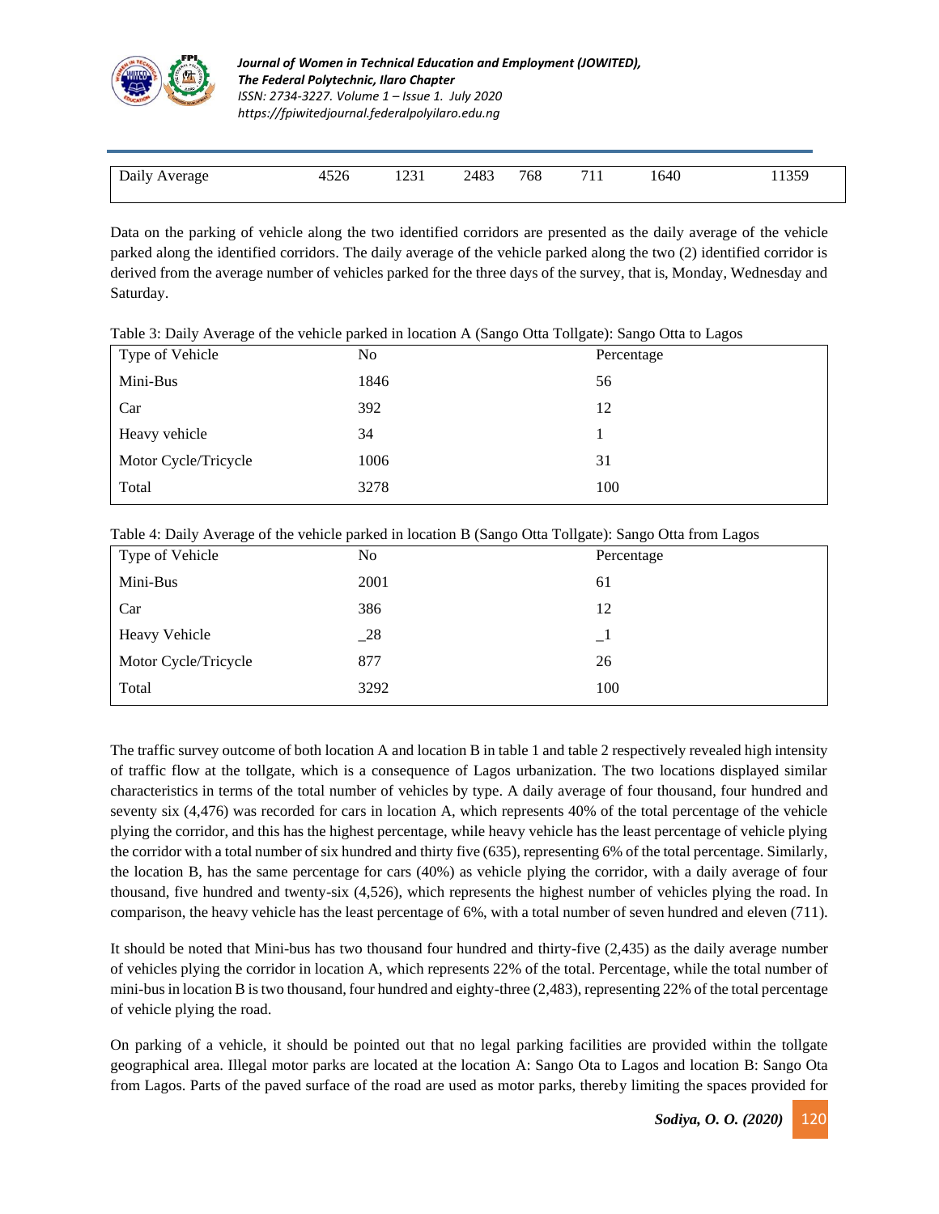| Daily Average | 4526 | 1231 | 2483 | 768 | 711 | 1640 | 11359 |
|---|---|---|---|---|---|---|---|

Data on the parking of vehicle along the two identified corridors are presented as the daily average of the vehicle parked along the identified corridors. The daily average of the vehicle parked along the two (2) identified corridor is derived from the average number of vehicles parked for the three days of the survey, that is, Monday, Wednesday and Saturday.

Table 3: Daily Average of the vehicle parked in location A (Sango Otta Tollgate): Sango Otta to Lagos

| Type of Vehicle | No | Percentage |
|---|---|---|
| Mini-Bus | 1846 | 56 |
| Car | 392 | 12 |
| Heavy vehicle | 34 | 1 |
| Motor Cycle/Tricycle | 1006 | 31 |
| Total | 3278 | 100 |

Table 4: Daily Average of the vehicle parked in location B (Sango Otta Tollgate): Sango Otta from Lagos

| Type of Vehicle | No | Percentage |
|---|---|---|
| Mini-Bus | 2001 | 61 |
| Car | 386 | 12 |
| Heavy Vehicle | _28 | _1 |
| Motor Cycle/Tricycle | 877 | 26 |
| Total | 3292 | 100 |

The traffic survey outcome of both location A and location B in table 1 and table 2 respectively revealed high intensity of traffic flow at the tollgate, which is a consequence of Lagos urbanization. The two locations displayed similar characteristics in terms of the total number of vehicles by type. A daily average of four thousand, four hundred and seventy six (4,476) was recorded for cars in location A, which represents 40% of the total percentage of the vehicle plying the corridor, and this has the highest percentage, while heavy vehicle has the least percentage of vehicle plying the corridor with a total number of six hundred and thirty five (635), representing 6% of the total percentage. Similarly, the location B, has the same percentage for cars (40%) as vehicle plying the corridor, with a daily average of four thousand, five hundred and twenty-six (4,526), which represents the highest number of vehicles plying the road. In comparison, the heavy vehicle has the least percentage of 6%, with a total number of seven hundred and eleven (711).

It should be noted that Mini-bus has two thousand four hundred and thirty-five (2,435) as the daily average number of vehicles plying the corridor in location A, which represents 22% of the total. Percentage, while the total number of mini-bus in location B is two thousand, four hundred and eighty-three (2,483), representing 22% of the total percentage of vehicle plying the road.

On parking of a vehicle, it should be pointed out that no legal parking facilities are provided within the tollgate geographical area. Illegal motor parks are located at the location A: Sango Ota to Lagos and location B: Sango Ota from Lagos. Parts of the paved surface of the road are used as motor parks, thereby limiting the spaces provided for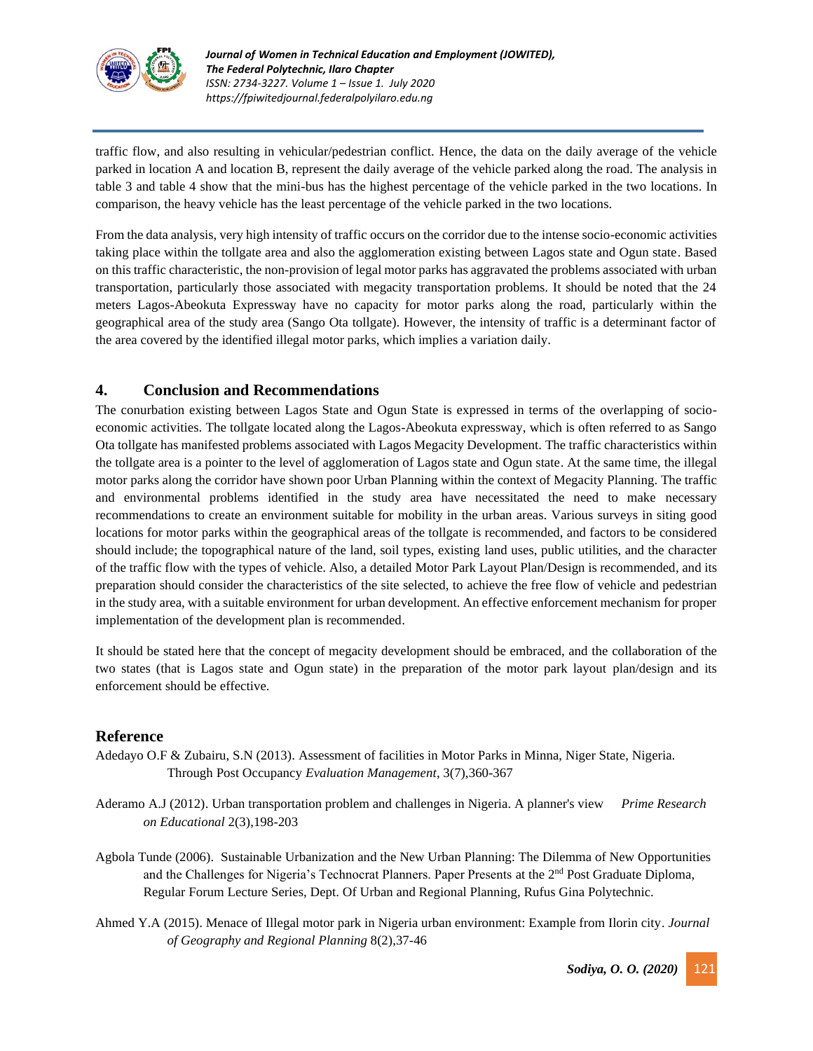traffic flow, and also resulting in vehicular/pedestrian conflict. Hence, the data on the daily average of the vehicle parked in location A and location B, represent the daily average of the vehicle parked along the road. The analysis in table 3 and table 4 show that the mini-bus has the highest percentage of the vehicle parked in the two locations. In comparison, the heavy vehicle has the least percentage of the vehicle parked in the two locations.

From the data analysis, very high intensity of traffic occurs on the corridor due to the intense socio-economic activities taking place within the tollgate area and also the agglomeration existing between Lagos state and Ogun state. Based on this traffic characteristic, the non-provision of legal motor parks has aggravated the problems associated with urban transportation, particularly those associated with megacity transportation problems. It should be noted that the 24 meters Lagos-Abeokuta Expressway have no capacity for motor parks along the road, particularly within the geographical area of the study area (Sango Ota tollgate). However, the intensity of traffic is a determinant factor of the area covered by the identified illegal motor parks, which implies a variation daily.

## 4. Conclusion and Recommendations

The conurbation existing between Lagos State and Ogun State is expressed in terms of the overlapping of socio-economic activities. The tollgate located along the Lagos-Abeokuta expressway, which is often referred to as Sango Ota tollgate has manifested problems associated with Lagos Megacity Development. The traffic characteristics within the tollgate area is a pointer to the level of agglomeration of Lagos state and Ogun state. At the same time, the illegal motor parks along the corridor have shown poor Urban Planning within the context of Megacity Planning. The traffic and environmental problems identified in the study area have necessitated the need to make necessary recommendations to create an environment suitable for mobility in the urban areas. Various surveys in siting good locations for motor parks within the geographical areas of the tollgate is recommended, and factors to be considered should include; the topographical nature of the land, soil types, existing land uses, public utilities, and the character of the traffic flow with the types of vehicle. Also, a detailed Motor Park Layout Plan/Design is recommended, and its preparation should consider the characteristics of the site selected, to achieve the free flow of vehicle and pedestrian in the study area, with a suitable environment for urban development. An effective enforcement mechanism for proper implementation of the development plan is recommended.

It should be stated here that the concept of megacity development should be embraced, and the collaboration of the two states (that is Lagos state and Ogun state) in the preparation of the motor park layout plan/design and its enforcement should be effective.

## Reference

Adedayo O.F & Zubairu, S.N (2013). Assessment of facilities in Motor Parks in Minna, Niger State, Nigeria. Through Post Occupancy *Evaluation Management*, 3(7),360-367

Aderamo A.J (2012). Urban transportation problem and challenges in Nigeria. A planner's view *Prime Research on Educational* 2(3),198-203

Agbola Tunde (2006). Sustainable Urbanization and the New Urban Planning: The Dilemma of New Opportunities and the Challenges for Nigeria's Technocrat Planners. Paper Presents at the 2nd Post Graduate Diploma, Regular Forum Lecture Series, Dept. Of Urban and Regional Planning, Rufus Gina Polytechnic.

Ahmed Y.A (2015). Menace of Illegal motor park in Nigeria urban environment: Example from Ilorin city. *Journal of Geography and Regional Planning* 8(2),37-46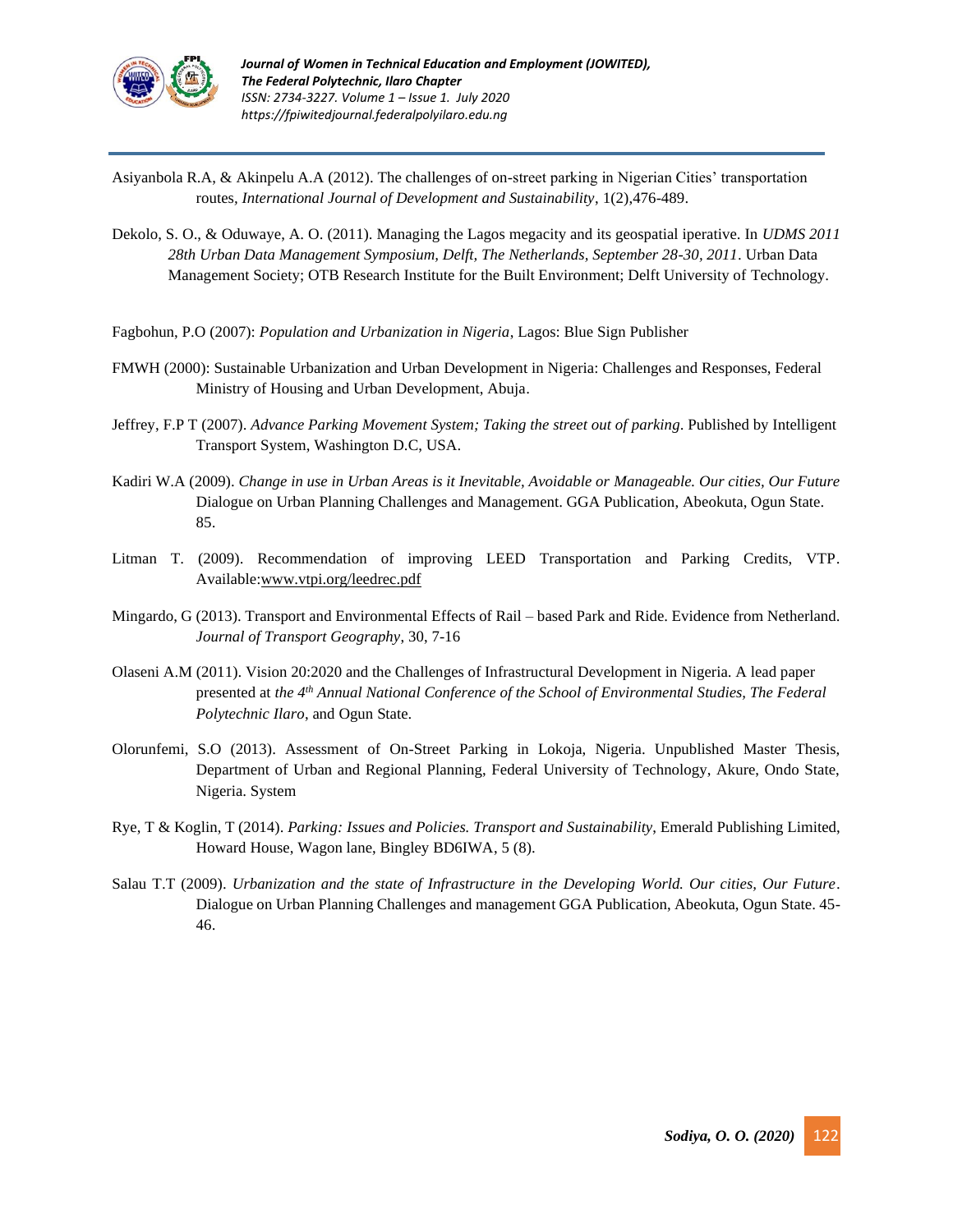Asiyanbola R.A, & Akinpelu A.A (2012). The challenges of on-street parking in Nigerian Cities' transportation routes, *International Journal of Development and Sustainability*, 1(2),476-489.

Dekolo, S. O., & Oduwaye, A. O. (2011). Managing the Lagos megacity and its geospatial iperative. In *UDMS 2011 28th Urban Data Management Symposium, Delft, The Netherlands, September 28-30, 2011*. Urban Data Management Society; OTB Research Institute for the Built Environment; Delft University of Technology.

Fagbohun, P.O (2007): *Population and Urbanization in Nigeria*, Lagos: Blue Sign Publisher

FMWH (2000): Sustainable Urbanization and Urban Development in Nigeria: Challenges and Responses, Federal Ministry of Housing and Urban Development, Abuja.

Jeffrey, F.P T (2007). *Advance Parking Movement System; Taking the street out of parking*. Published by Intelligent Transport System, Washington D.C, USA.

Kadiri W.A (2009). *Change in use in Urban Areas is it Inevitable, Avoidable or Manageable. Our cities, Our Future* Dialogue on Urban Planning Challenges and Management. GGA Publication, Abeokuta, Ogun State. 85.

Litman T. (2009). Recommendation of improving LEED Transportation and Parking Credits, VTP. Available:www.vtpi.org/leedrec.pdf

Mingardo, G (2013). Transport and Environmental Effects of Rail – based Park and Ride. Evidence from Netherland. *Journal of Transport Geography*, 30, 7-16

Olaseni A.M (2011). Vision 20:2020 and the Challenges of Infrastructural Development in Nigeria. A lead paper presented at *the 4th Annual National Conference of the School of Environmental Studies, The Federal Polytechnic Ilaro*, and Ogun State.

Olorunfemi, S.O (2013). Assessment of On-Street Parking in Lokoja, Nigeria. Unpublished Master Thesis, Department of Urban and Regional Planning, Federal University of Technology, Akure, Ondo State, Nigeria. System

Rye, T & Koglin, T (2014). *Parking: Issues and Policies. Transport and Sustainability*, Emerald Publishing Limited, Howard House, Wagon lane, Bingley BD6IWA, 5 (8).

Salau T.T (2009). *Urbanization and the state of Infrastructure in the Developing World. Our cities, Our Future*. Dialogue on Urban Planning Challenges and management GGA Publication, Abeokuta, Ogun State. 45-46.